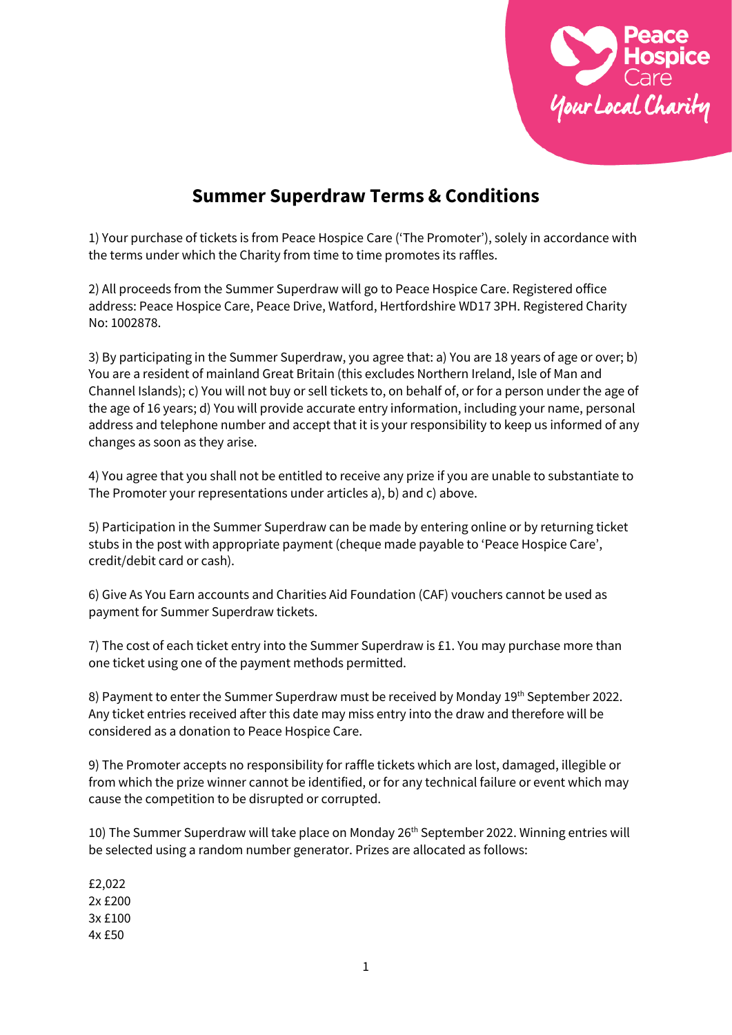# Summer Superdraw Terms & Conditions

1) Your purchase of tickets is from Peace Hospice Care ('The Promoter'), solely in accordance with the terms under which the Charity from time to time promotes its raffles.

2) All proceeds from the Summer Superdraw will go to Peace Hospice Care. Registered office address: Peace Hospice Care, Peace Drive, Watford, Hertfordshire WD17 3PH. Registered Charity No: 1002878.

3) By participating in the Summer Superdraw, you agree that: a) You are 18 years of age or over; b) You are a resident of mainland Great Britain (this excludes Northern Ireland, Isle of Man and Channel Islands); c) You will not buy or sell tickets to, on behalf of, or for a person under the age of the age of 16 years; d) You will provide accurate entry information, including your name, personal address and telephone number and accept that it is your responsibility to keep us informed of any changes as soon as they arise.

4) You agree that you shall not be entitled to receive any prize if you are unable to substantiate to The Promoter your representations under articles a), b) and c) above.

5) Participation in the Summer Superdraw can be made by entering online or by returning ticket stubs in the post with appropriate payment (cheque made payable to 'Peace Hospice Care', credit/debit card or cash).

6) Give As You Earn accounts and Charities Aid Foundation (CAF) vouchers cannot be used as payment for Summer Superdraw tickets.

7) The cost of each ticket entry into the Summer Superdraw is £1. You may purchase more than one ticket using one of the payment methods permitted.

8) Payment to enter the Summer Superdraw must be received by Monday 19th September 2022. Any ticket entries received after this date may miss entry into the draw and therefore will be considered as a donation to Peace Hospice Care.

9) The Promoter accepts no responsibility for raffle tickets which are lost, damaged, illegible or from which the prize winner cannot be identified, or for any technical failure or event which may cause the competition to be disrupted or corrupted.

10) The Summer Superdraw will take place on Monday 26th September 2022. Winning entries will be selected using a random number generator. Prizes are allocated as follows:

£2,022
2x £200
3x £100
4x £50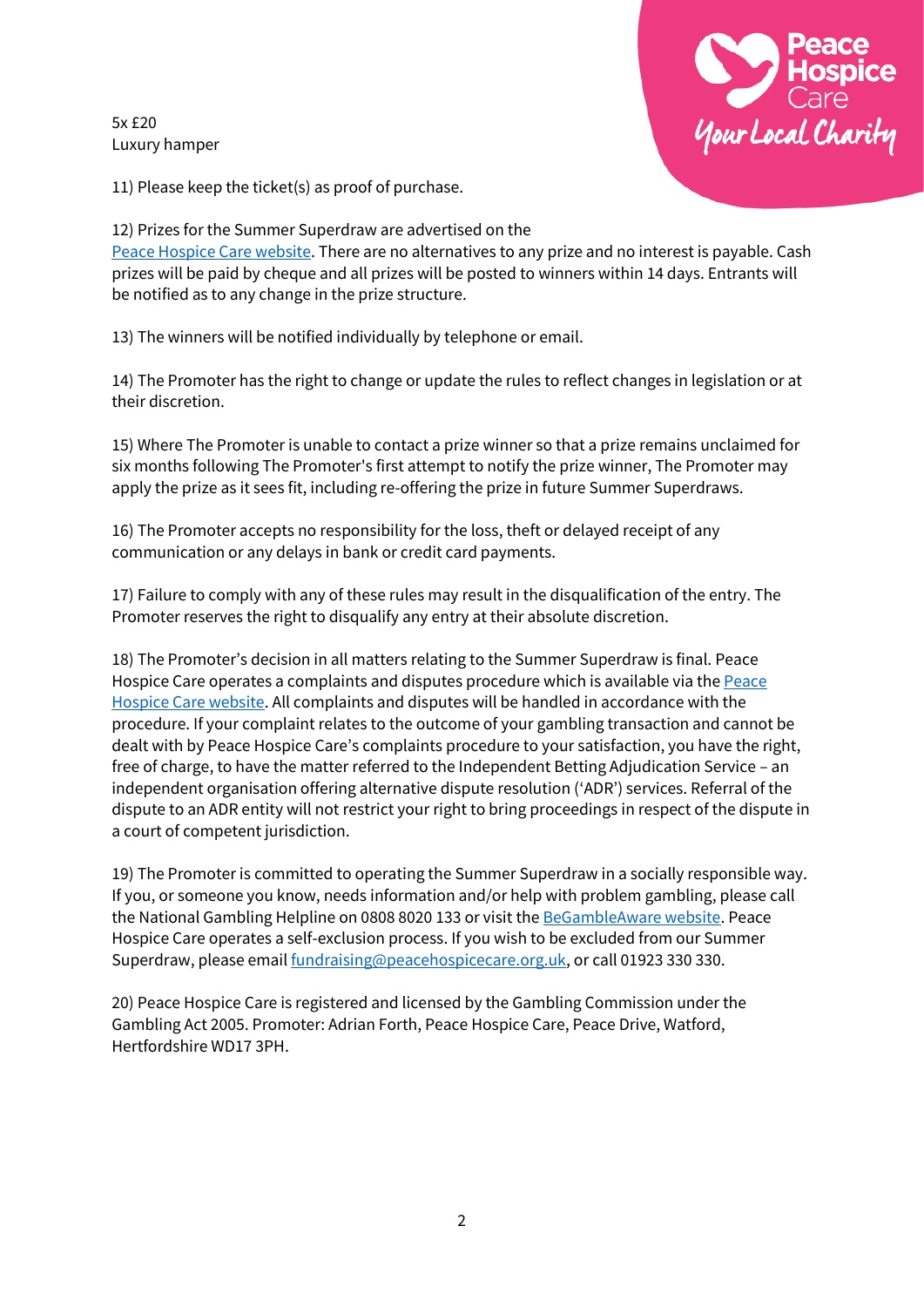5x £20
Luxury hamper

11) Please keep the ticket(s) as proof of purchase.

12) Prizes for the Summer Superdraw are advertised on the Peace Hospice Care website. There are no alternatives to any prize and no interest is payable. Cash prizes will be paid by cheque and all prizes will be posted to winners within 14 days. Entrants will be notified as to any change in the prize structure.

13) The winners will be notified individually by telephone or email.

14) The Promoter has the right to change or update the rules to reflect changes in legislation or at their discretion.

15) Where The Promoter is unable to contact a prize winner so that a prize remains unclaimed for six months following The Promoter's first attempt to notify the prize winner, The Promoter may apply the prize as it sees fit, including re-offering the prize in future Summer Superdraws.

16) The Promoter accepts no responsibility for the loss, theft or delayed receipt of any communication or any delays in bank or credit card payments.

17) Failure to comply with any of these rules may result in the disqualification of the entry. The Promoter reserves the right to disqualify any entry at their absolute discretion.

18) The Promoter's decision in all matters relating to the Summer Superdraw is final. Peace Hospice Care operates a complaints and disputes procedure which is available via the Peace Hospice Care website. All complaints and disputes will be handled in accordance with the procedure. If your complaint relates to the outcome of your gambling transaction and cannot be dealt with by Peace Hospice Care's complaints procedure to your satisfaction, you have the right, free of charge, to have the matter referred to the Independent Betting Adjudication Service – an independent organisation offering alternative dispute resolution ('ADR') services. Referral of the dispute to an ADR entity will not restrict your right to bring proceedings in respect of the dispute in a court of competent jurisdiction.

19) The Promoter is committed to operating the Summer Superdraw in a socially responsible way. If you, or someone you know, needs information and/or help with problem gambling, please call the National Gambling Helpline on 0808 8020 133 or visit the BeGambleAware website. Peace Hospice Care operates a self-exclusion process. If you wish to be excluded from our Summer Superdraw, please email fundraising@peacehospicecare.org.uk, or call 01923 330 330.

20) Peace Hospice Care is registered and licensed by the Gambling Commission under the Gambling Act 2005. Promoter: Adrian Forth, Peace Hospice Care, Peace Drive, Watford, Hertfordshire WD17 3PH.